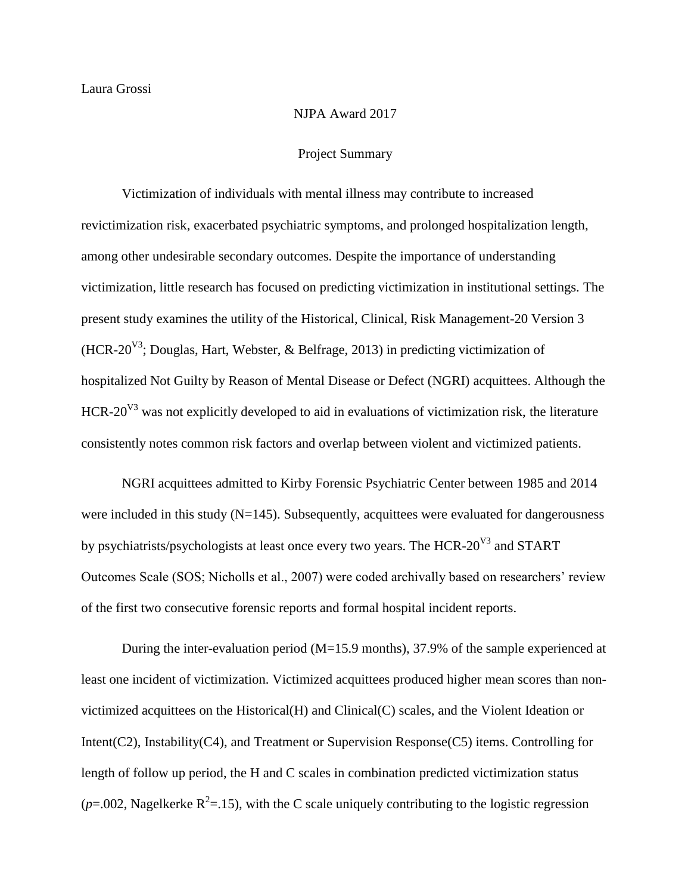Laura Grossi

NJPA Award 2017

Project Summary

Victimization of individuals with mental illness may contribute to increased revictimization risk, exacerbated psychiatric symptoms, and prolonged hospitalization length, among other undesirable secondary outcomes. Despite the importance of understanding victimization, little research has focused on predicting victimization in institutional settings. The present study examines the utility of the Historical, Clinical, Risk Management-20 Version 3 ($\text{HCR-20}^{V3}$; Douglas, Hart, Webster, & Belfrage, 2013) in predicting victimization of hospitalized Not Guilty by Reason of Mental Disease or Defect (NGRI) acquittees. Although the $\text{HCR-20}^{V3}$ was not explicitly developed to aid in evaluations of victimization risk, the literature consistently notes common risk factors and overlap between violent and victimized patients.

NGRI acquittees admitted to Kirby Forensic Psychiatric Center between 1985 and 2014 were included in this study (N=145). Subsequently, acquittees were evaluated for dangerousness by psychiatrists/psychologists at least once every two years. The $\text{HCR-20}^{V3}$ and START Outcomes Scale (SOS; Nicholls et al., 2007) were coded archivally based on researchers' review of the first two consecutive forensic reports and formal hospital incident reports.

During the inter-evaluation period (M=15.9 months), 37.9% of the sample experienced at least one incident of victimization. Victimized acquittees produced higher mean scores than non-victimized acquittees on the Historical(H) and Clinical(C) scales, and the Violent Ideation or Intent(C2), Instability(C4), and Treatment or Supervision Response(C5) items. Controlling for length of follow up period, the H and C scales in combination predicted victimization status ($p$=.002, Nagelkerke $R^2$=.15), with the C scale uniquely contributing to the logistic regression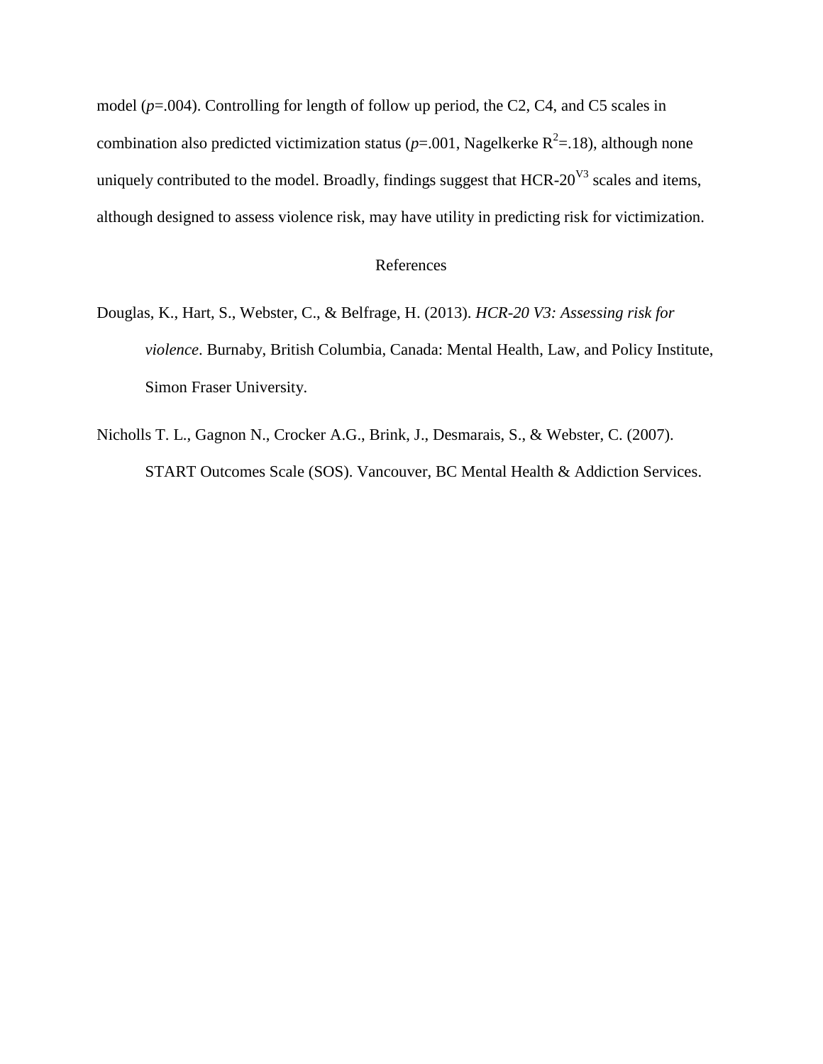model ($p$=.004). Controlling for length of follow up period, the C2, C4, and C5 scales in combination also predicted victimization status ($p$=.001, Nagelkerke $R^2$=.18), although none uniquely contributed to the model. Broadly, findings suggest that HCR-$20^{V3}$ scales and items, although designed to assess violence risk, may have utility in predicting risk for victimization.

## References

Douglas, K., Hart, S., Webster, C., & Belfrage, H. (2013). *HCR-20 V3: Assessing risk for violence*. Burnaby, British Columbia, Canada: Mental Health, Law, and Policy Institute, Simon Fraser University.

Nicholls T. L., Gagnon N., Crocker A.G., Brink, J., Desmarais, S., & Webster, C. (2007). START Outcomes Scale (SOS). Vancouver, BC Mental Health & Addiction Services.